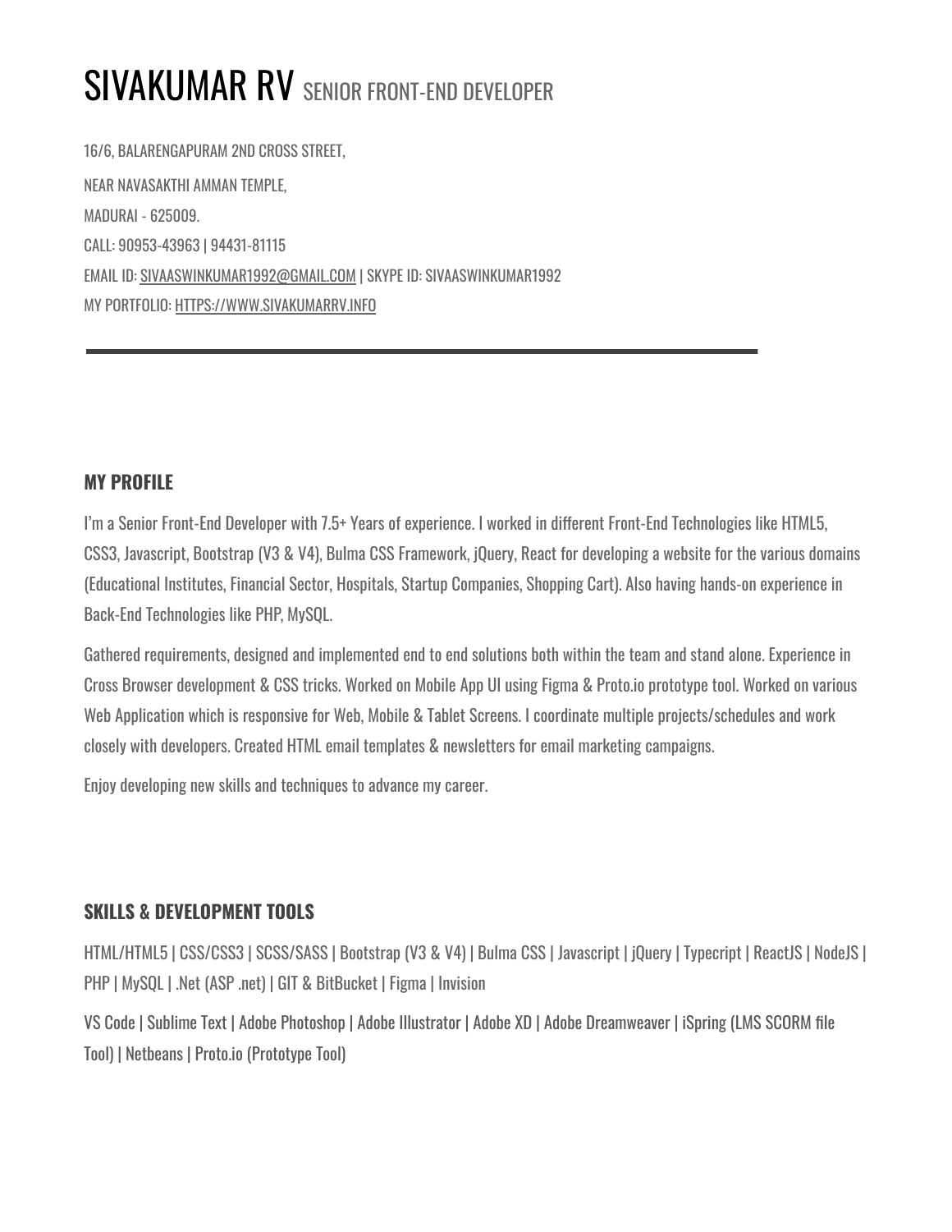# SIVAKUMAR RV SENIOR FRONT-END DEVELOPER

16/6, BALARENGAPURAM 2ND CROSS STREET,

NEAR NAVASAKTHI AMMAN TEMPLE,

MADURAI - 625009.

CALL: 90953-43963 | 94431-81115

EMAIL ID: SIVAASWINKUMAR1992@GMAIL.COM | SKYPE ID: SIVAASWINKUMAR1992

MY PORTFOLIO: HTTPS://WWW.SIVAKUMARRV.INFO

---

## MY PROFILE

I'm a Senior Front-End Developer with 7.5+ Years of experience. I worked in different Front-End Technologies like HTML5, CSS3, Javascript, Bootstrap (V3 & V4), Bulma CSS Framework, jQuery, React for developing a website for the various domains (Educational Institutes, Financial Sector, Hospitals, Startup Companies, Shopping Cart). Also having hands-on experience in Back-End Technologies like PHP, MySQL.

Gathered requirements, designed and implemented end to end solutions both within the team and stand alone. Experience in Cross Browser development & CSS tricks. Worked on Mobile App UI using Figma & Proto.io prototype tool. Worked on various Web Application which is responsive for Web, Mobile & Tablet Screens. I coordinate multiple projects/schedules and work closely with developers. Created HTML email templates & newsletters for email marketing campaigns.

Enjoy developing new skills and techniques to advance my career.

## SKILLS & DEVELOPMENT TOOLS

HTML/HTML5 | CSS/CSS3 | SCSS/SASS | Bootstrap (V3 & V4) | Bulma CSS | Javascript | jQuery | Typecript | ReactJS | NodeJS | PHP | MySQL | .Net (ASP .net) | GIT & BitBucket | Figma | Invision

VS Code | Sublime Text | Adobe Photoshop | Adobe Illustrator | Adobe XD | Adobe Dreamweaver | iSpring (LMS SCORM file Tool) | Netbeans | Proto.io (Prototype Tool)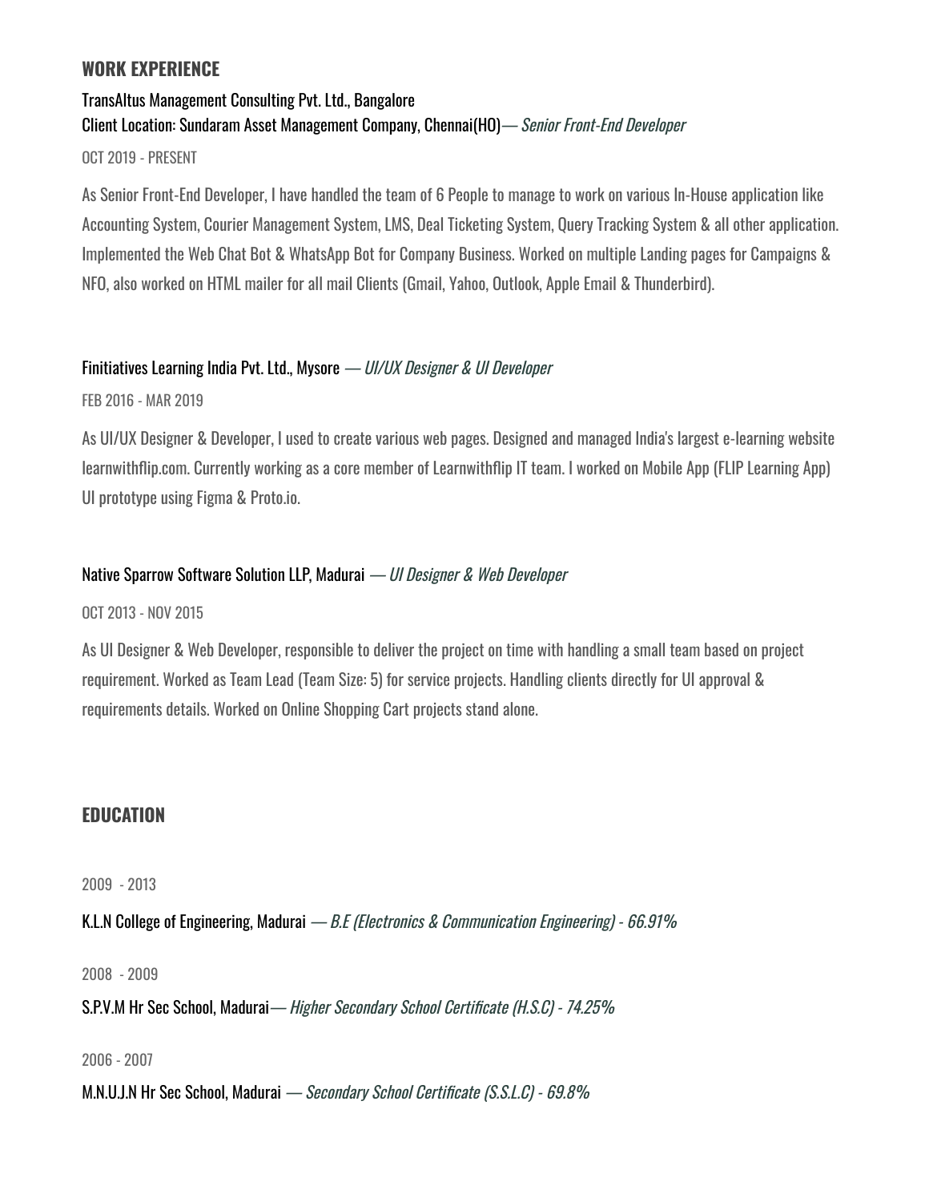## WORK EXPERIENCE

TransAltus Management Consulting Pvt. Ltd., Bangalore
Client Location: Sundaram Asset Management Company, Chennai(HO)— *Senior Front-End Developer*

OCT 2019 - PRESENT

As Senior Front-End Developer, I have handled the team of 6 People to manage to work on various In-House application like Accounting System, Courier Management System, LMS, Deal Ticketing System, Query Tracking System & all other application. Implemented the Web Chat Bot & WhatsApp Bot for Company Business. Worked on multiple Landing pages for Campaigns & NFO, also worked on HTML mailer for all mail Clients (Gmail, Yahoo, Outlook, Apple Email & Thunderbird).

Finitiatives Learning India Pvt. Ltd., Mysore — *UI/UX Designer & UI Developer*

FEB 2016 - MAR 2019

As UI/UX Designer & Developer, I used to create various web pages. Designed and managed India's largest e-learning website learnwithflip.com. Currently working as a core member of Learnwithflip IT team. I worked on Mobile App (FLIP Learning App) UI prototype using Figma & Proto.io.

Native Sparrow Software Solution LLP, Madurai — *UI Designer & Web Developer*

OCT 2013 - NOV 2015

As UI Designer & Web Developer, responsible to deliver the project on time with handling a small team based on project requirement. Worked as Team Lead (Team Size: 5) for service projects. Handling clients directly for UI approval & requirements details. Worked on Online Shopping Cart projects stand alone.

## EDUCATION

2009 - 2013

K.L.N College of Engineering, Madurai — *B.E (Electronics & Communication Engineering) - 66.91%*

2008 - 2009

S.P.V.M Hr Sec School, Madurai— *Higher Secondary School Certificate (H.S.C) - 74.25%*

2006 - 2007

M.N.U.J.N Hr Sec School, Madurai — *Secondary School Certificate (S.S.L.C) - 69.8%*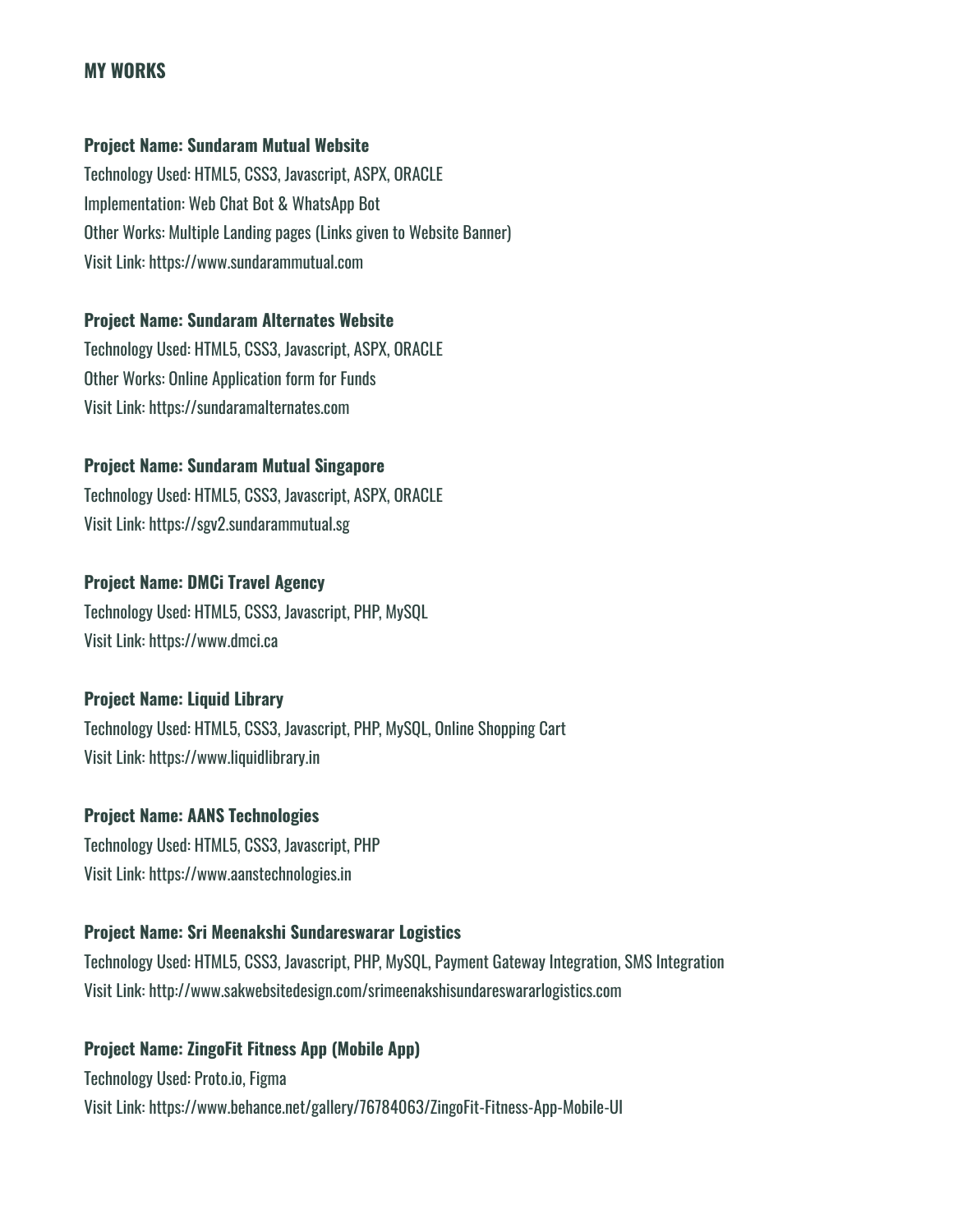## MY WORKS

**Project Name: Sundaram Mutual Website**
Technology Used: HTML5, CSS3, Javascript, ASPX, ORACLE
Implementation: Web Chat Bot & WhatsApp Bot
Other Works: Multiple Landing pages (Links given to Website Banner)
Visit Link: https://www.sundarammutual.com

**Project Name: Sundaram Alternates Website**
Technology Used: HTML5, CSS3, Javascript, ASPX, ORACLE
Other Works: Online Application form for Funds
Visit Link: https://sundaramalternates.com

**Project Name: Sundaram Mutual Singapore**
Technology Used: HTML5, CSS3, Javascript, ASPX, ORACLE
Visit Link: https://sgv2.sundarammutual.sg

**Project Name: DMCi Travel Agency**
Technology Used: HTML5, CSS3, Javascript, PHP, MySQL
Visit Link: https://www.dmci.ca

**Project Name: Liquid Library**
Technology Used: HTML5, CSS3, Javascript, PHP, MySQL, Online Shopping Cart
Visit Link: https://www.liquidlibrary.in

**Project Name: AANS Technologies**
Technology Used: HTML5, CSS3, Javascript, PHP
Visit Link: https://www.aanstechnologies.in

**Project Name: Sri Meenakshi Sundareswarar Logistics**
Technology Used: HTML5, CSS3, Javascript, PHP, MySQL, Payment Gateway Integration, SMS Integration
Visit Link: http://www.sakwebsitedesign.com/srimeenakshisundareswararlogistics.com

**Project Name: ZingoFit Fitness App (Mobile App)**
Technology Used: Proto.io, Figma
Visit Link: https://www.behance.net/gallery/76784063/ZingoFit-Fitness-App-Mobile-UI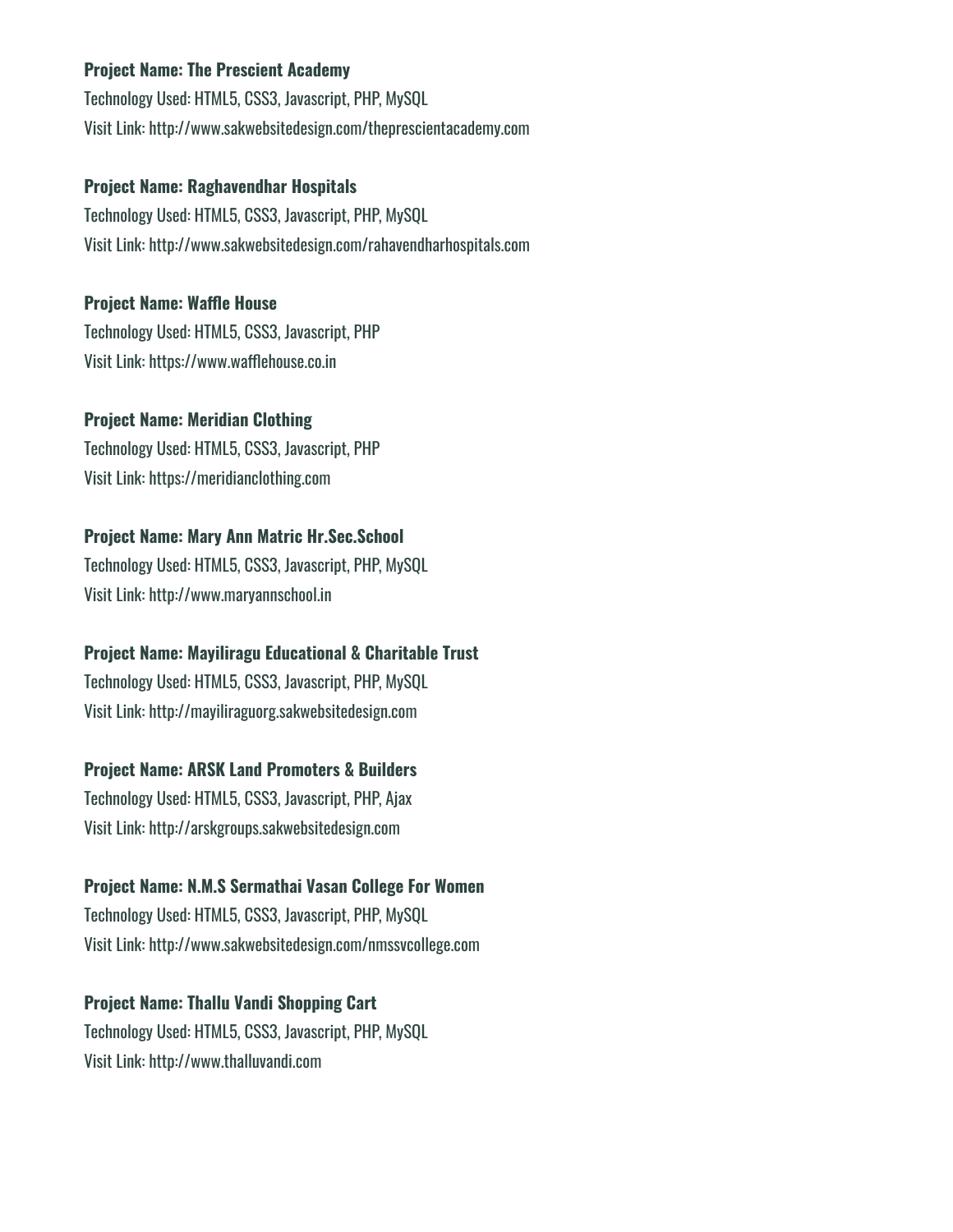**Project Name: The Prescient Academy**
Technology Used: HTML5, CSS3, Javascript, PHP, MySQL
Visit Link: http://www.sakwebsitedesign.com/theprescientacademy.com

**Project Name: Raghavendhar Hospitals**
Technology Used: HTML5, CSS3, Javascript, PHP, MySQL
Visit Link: http://www.sakwebsitedesign.com/rahavendharhospitals.com

**Project Name: Waffle House**
Technology Used: HTML5, CSS3, Javascript, PHP
Visit Link: https://www.wafflehouse.co.in

**Project Name: Meridian Clothing**
Technology Used: HTML5, CSS3, Javascript, PHP
Visit Link: https://meridianclothing.com

**Project Name: Mary Ann Matric Hr.Sec.School**
Technology Used: HTML5, CSS3, Javascript, PHP, MySQL
Visit Link: http://www.maryannschool.in

**Project Name: Mayiliragu Educational & Charitable Trust**
Technology Used: HTML5, CSS3, Javascript, PHP, MySQL
Visit Link: http://mayiliraguorg.sakwebsitedesign.com

**Project Name: ARSK Land Promoters & Builders**
Technology Used: HTML5, CSS3, Javascript, PHP, Ajax
Visit Link: http://arskgroups.sakwebsitedesign.com

**Project Name: N.M.S Sermathai Vasan College For Women**
Technology Used: HTML5, CSS3, Javascript, PHP, MySQL
Visit Link: http://www.sakwebsitedesign.com/nmssvcollege.com

**Project Name: Thallu Vandi Shopping Cart**
Technology Used: HTML5, CSS3, Javascript, PHP, MySQL
Visit Link: http://www.thalluvandi.com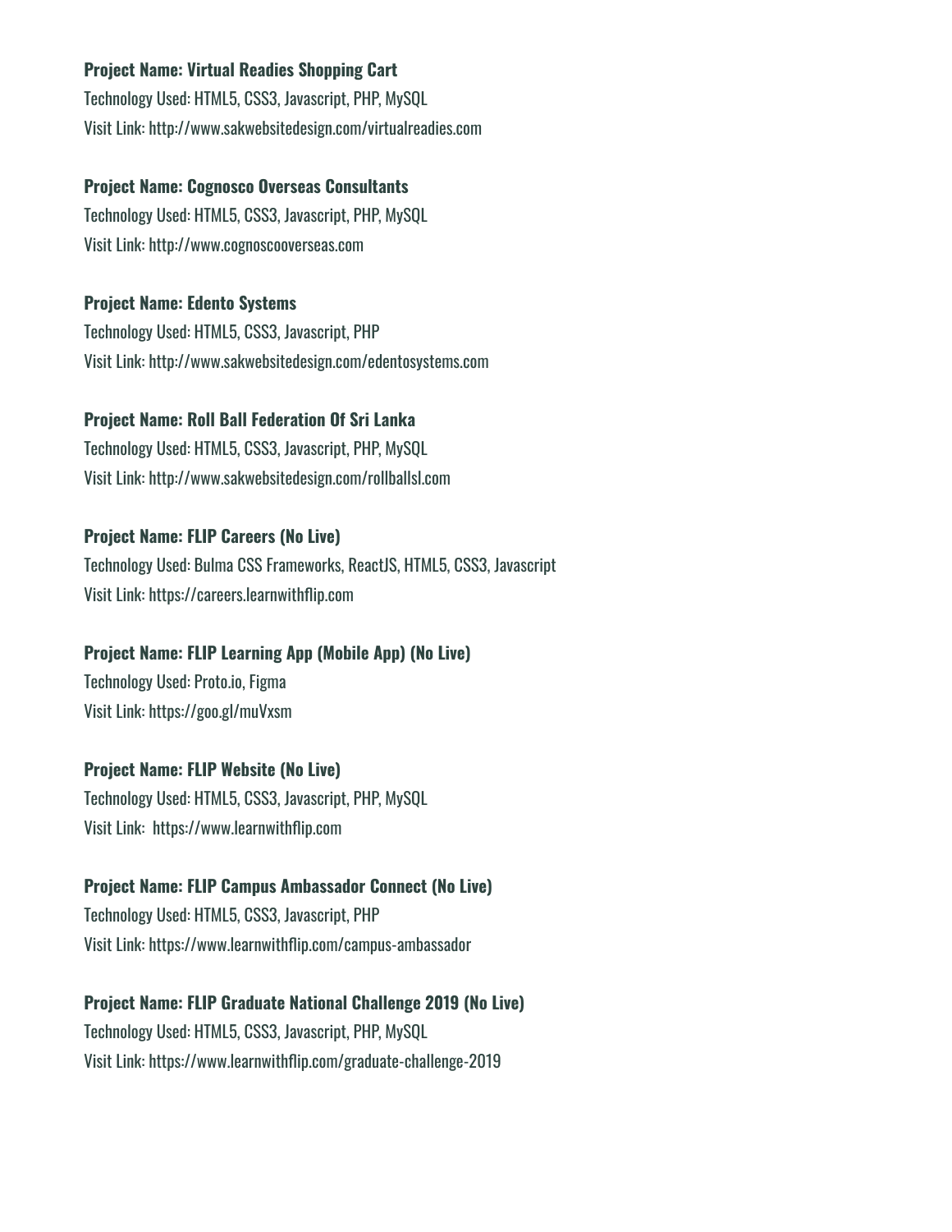**Project Name: Virtual Readies Shopping Cart**
Technology Used: HTML5, CSS3, Javascript, PHP, MySQL
Visit Link: http://www.sakwebsitedesign.com/virtualreadies.com

**Project Name: Cognosco Overseas Consultants**
Technology Used: HTML5, CSS3, Javascript, PHP, MySQL
Visit Link: http://www.cognoscooverseas.com

**Project Name: Edento Systems**
Technology Used: HTML5, CSS3, Javascript, PHP
Visit Link: http://www.sakwebsitedesign.com/edentosystems.com

**Project Name: Roll Ball Federation Of Sri Lanka**
Technology Used: HTML5, CSS3, Javascript, PHP, MySQL
Visit Link: http://www.sakwebsitedesign.com/rollballsl.com

**Project Name: FLIP Careers (No Live)**
Technology Used: Bulma CSS Frameworks, ReactJS, HTML5, CSS3, Javascript
Visit Link: https://careers.learnwithflip.com

**Project Name: FLIP Learning App (Mobile App) (No Live)**
Technology Used: Proto.io, Figma
Visit Link: https://goo.gl/muVxsm

**Project Name: FLIP Website (No Live)**
Technology Used: HTML5, CSS3, Javascript, PHP, MySQL
Visit Link: https://www.learnwithflip.com

**Project Name: FLIP Campus Ambassador Connect (No Live)**
Technology Used: HTML5, CSS3, Javascript, PHP
Visit Link: https://www.learnwithflip.com/campus-ambassador

**Project Name: FLIP Graduate National Challenge 2019 (No Live)**
Technology Used: HTML5, CSS3, Javascript, PHP, MySQL
Visit Link: https://www.learnwithflip.com/graduate-challenge-2019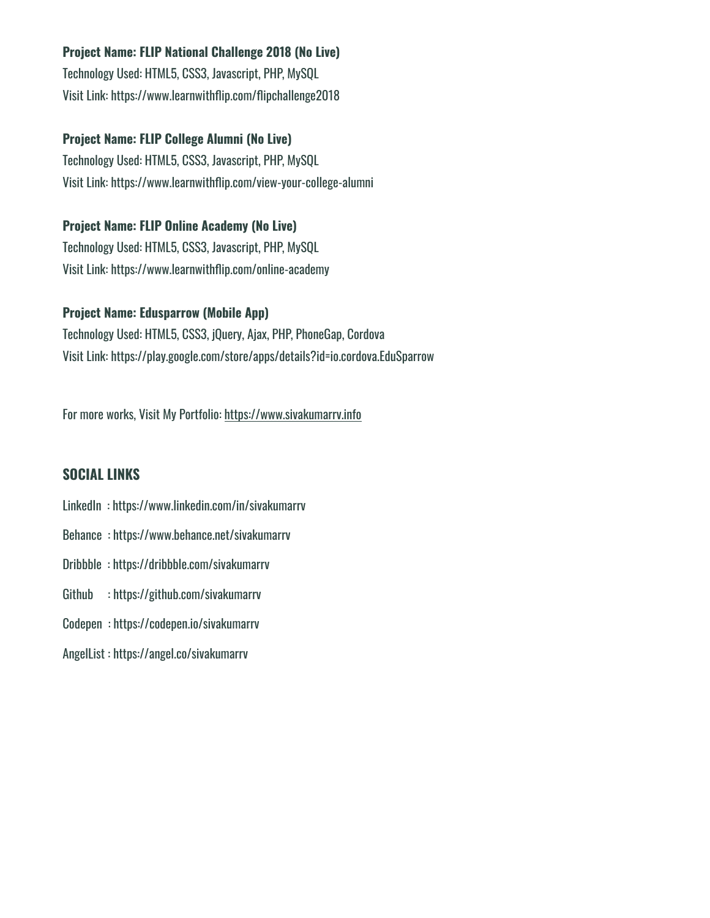**Project Name: FLIP National Challenge 2018 (No Live)**
Technology Used: HTML5, CSS3, Javascript, PHP, MySQL
Visit Link: https://www.learnwithflip.com/flipchallenge2018

**Project Name: FLIP College Alumni (No Live)**
Technology Used: HTML5, CSS3, Javascript, PHP, MySQL
Visit Link: https://www.learnwithflip.com/view-your-college-alumni

**Project Name: FLIP Online Academy (No Live)**
Technology Used: HTML5, CSS3, Javascript, PHP, MySQL
Visit Link: https://www.learnwithflip.com/online-academy

**Project Name: Edusparrow (Mobile App)**
Technology Used: HTML5, CSS3, jQuery, Ajax, PHP, PhoneGap, Cordova
Visit Link: https://play.google.com/store/apps/details?id=io.cordova.EduSparrow

For more works, Visit My Portfolio: https://www.sivakumarrv.info

## SOCIAL LINKS

LinkedIn : https://www.linkedin.com/in/sivakumarrv

Behance : https://www.behance.net/sivakumarrv

Dribbble : https://dribbble.com/sivakumarrv

Github : https://github.com/sivakumarrv

Codepen : https://codepen.io/sivakumarrv

AngelList : https://angel.co/sivakumarrv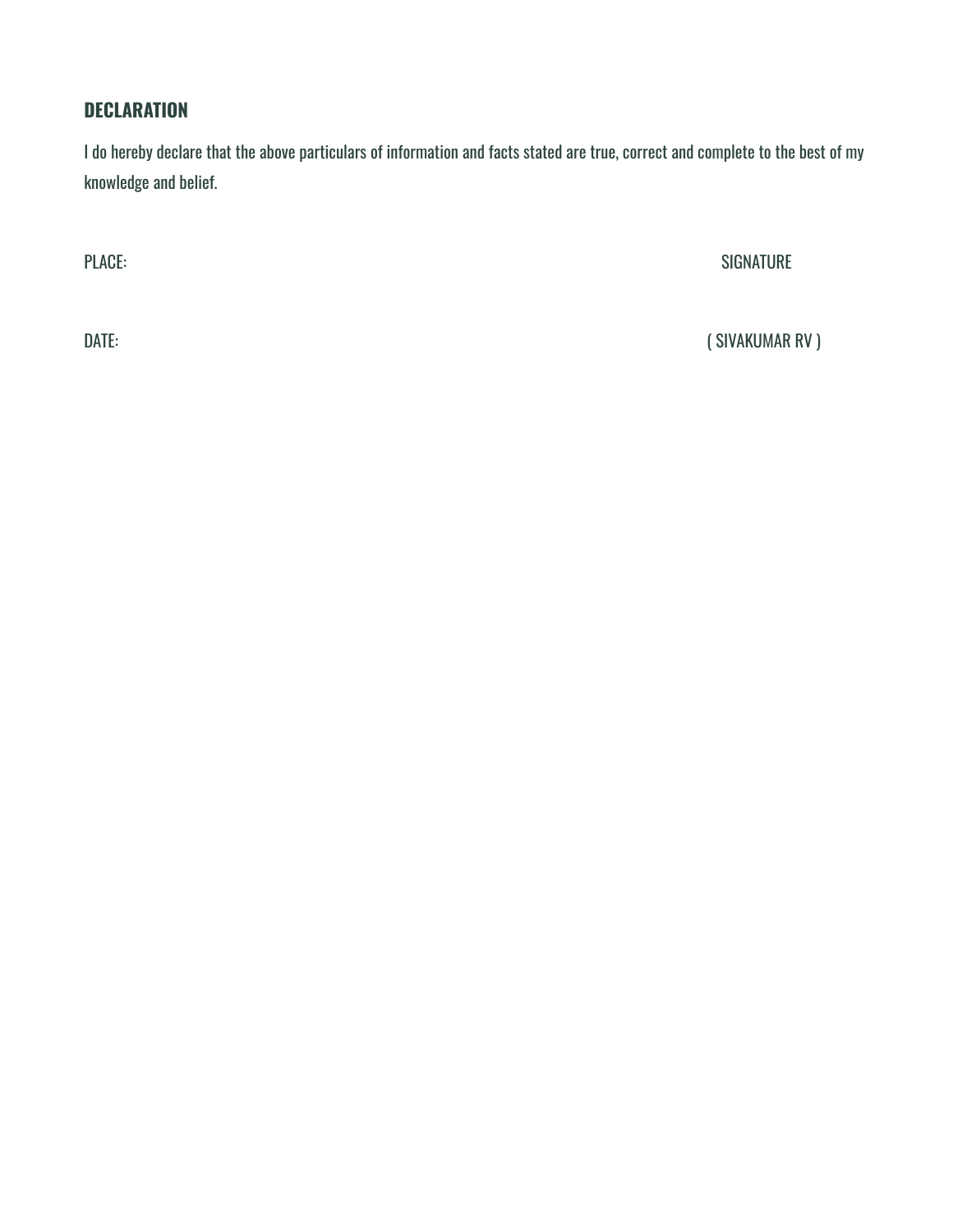## DECLARATION

I do hereby declare that the above particulars of information and facts stated are true, correct and complete to the best of my knowledge and belief.

PLACE: SIGNATURE

DATE: ( SIVAKUMAR RV )